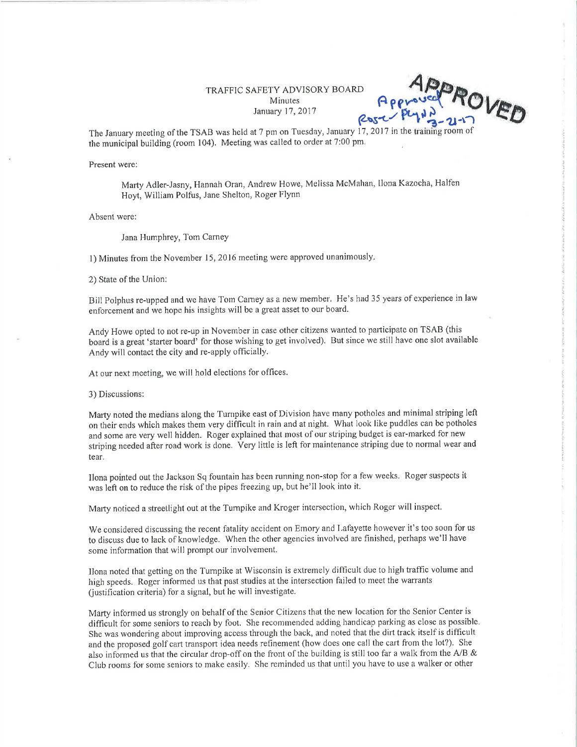TRAFFIC SAFETY ADVISORY BOARD
Minutes
January 17, 2017

APPROVED
Approved Roger Flynn 3-21-17

The January meeting of the TSAB was held at 7 pm on Tuesday, January 17, 2017 in the training room of the municipal building (room 104). Meeting was called to order at 7:00 pm.

Present were:

> Marty Adler-Jasny, Hannah Oran, Andrew Howe, Melissa McMahan, Ilona Kazocha, Halfen Hoyt, William Polfus, Jane Shelton, Roger Flynn

Absent were:

> Jana Humphrey, Tom Carney

1) Minutes from the November 15, 2016 meeting were approved unanimously.

2) State of the Union:

Bill Polphus re-upped and we have Tom Carney as a new member. He's had 35 years of experience in law enforcement and we hope his insights will be a great asset to our board.

Andy Howe opted to not re-up in November in case other citizens wanted to participate on TSAB (this board is a great 'starter board' for those wishing to get involved). But since we still have one slot available Andy will contact the city and re-apply officially.

At our next meeting, we will hold elections for offices.

3) Discussions:

Marty noted the medians along the Turnpike east of Division have many potholes and minimal striping left on their ends which makes them very difficult in rain and at night. What look like puddles can be potholes and some are very well hidden. Roger explained that most of our striping budget is ear-marked for new striping needed after road work is done. Very little is left for maintenance striping due to normal wear and tear.

Ilona pointed out the Jackson Sq fountain has been running non-stop for a few weeks. Roger suspects it was left on to reduce the risk of the pipes freezing up, but he'll look into it.

Marty noticed a streetlight out at the Turnpike and Kroger intersection, which Roger will inspect.

We considered discussing the recent fatality accident on Emory and Lafayette however it's too soon for us to discuss due to lack of knowledge. When the other agencies involved are finished, perhaps we'll have some information that will prompt our involvement.

Ilona noted that getting on the Turnpike at Wisconsin is extremely difficult due to high traffic volume and high speeds. Roger informed us that past studies at the intersection failed to meet the warrants (justification criteria) for a signal, but he will investigate.

Marty informed us strongly on behalf of the Senior Citizens that the new location for the Senior Center is difficult for some seniors to reach by foot. She recommended adding handicap parking as close as possible. She was wondering about improving access through the back, and noted that the dirt track itself is difficult and the proposed golf cart transport idea needs refinement (how does one call the cart from the lot?). She also informed us that the circular drop-off on the front of the building is still too far a walk from the A/B & Club rooms for some seniors to make easily. She reminded us that until you have to use a walker or other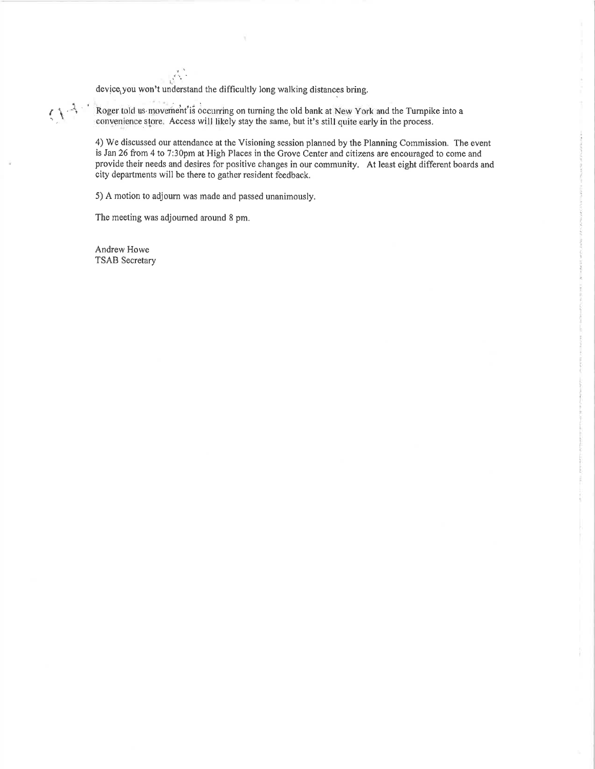device you won't understand the difficultly long walking distances bring.

Roger told us movement is occurring on turning the old bank at New York and the Turnpike into a convenience store. Access will likely stay the same, but it's still quite early in the process.

4) We discussed our attendance at the Visioning session planned by the Planning Commission. The event is Jan 26 from 4 to 7:30pm at High Places in the Grove Center and citizens are encouraged to come and provide their needs and desires for positive changes in our community. At least eight different boards and city departments will be there to gather resident feedback.

5) A motion to adjourn was made and passed unanimously.

The meeting was adjourned around 8 pm.

Andrew Howe
TSAB Secretary